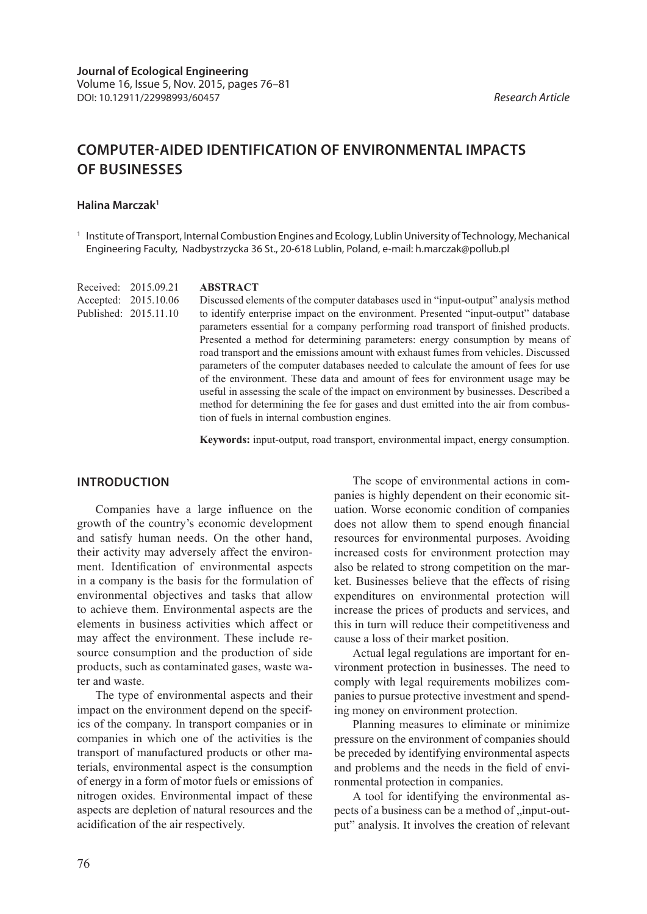Journal of Ecological Engineering
Volume 16, Issue 5, Nov. 2015, pages 76–81
DOI: 10.12911/22998993/60457

*Research Article*

# COMPUTER-AIDED IDENTIFICATION OF ENVIRONMENTAL IMPACTS OF BUSINESSES

**Halina Marczak**[1]

[1] Institute of Transport, Internal Combustion Engines and Ecology, Lublin University of Technology, Mechanical Engineering Faculty, Nadbystrzycka 36 St., 20-618 Lublin, Poland, e-mail: h.marczak@pollub.pl

Received: 2015.09.21
Accepted: 2015.10.06
Published: 2015.11.10

## ABSTRACT

Discussed elements of the computer databases used in "input-output" analysis method to identify enterprise impact on the environment. Presented "input-output" database parameters essential for a company performing road transport of finished products. Presented a method for determining parameters: energy consumption by means of road transport and the emissions amount with exhaust fumes from vehicles. Discussed parameters of the computer databases needed to calculate the amount of fees for use of the environment. These data and amount of fees for environment usage may be useful in assessing the scale of the impact on environment by businesses. Described a method for determining the fee for gases and dust emitted into the air from combustion of fuels in internal combustion engines.

**Keywords:** input-output, road transport, environmental impact, energy consumption.

## INTRODUCTION

Companies have a large influence on the growth of the country's economic development and satisfy human needs. On the other hand, their activity may adversely affect the environment. Identification of environmental aspects in a company is the basis for the formulation of environmental objectives and tasks that allow to achieve them. Environmental aspects are the elements in business activities which affect or may affect the environment. These include resource consumption and the production of side products, such as contaminated gases, waste water and waste.

The type of environmental aspects and their impact on the environment depend on the specifics of the company. In transport companies or in companies in which one of the activities is the transport of manufactured products or other materials, environmental aspect is the consumption of energy in a form of motor fuels or emissions of nitrogen oxides. Environmental impact of these aspects are depletion of natural resources and the acidification of the air respectively.

The scope of environmental actions in companies is highly dependent on their economic situation. Worse economic condition of companies does not allow them to spend enough financial resources for environmental purposes. Avoiding increased costs for environment protection may also be related to strong competition on the market. Businesses believe that the effects of rising expenditures on environmental protection will increase the prices of products and services, and this in turn will reduce their competitiveness and cause a loss of their market position.

Actual legal regulations are important for environment protection in businesses. The need to comply with legal requirements mobilizes companies to pursue protective investment and spending money on environment protection.

Planning measures to eliminate or minimize pressure on the environment of companies should be preceded by identifying environmental aspects and problems and the needs in the field of environmental protection in companies.

A tool for identifying the environmental aspects of a business can be a method of „input-output" analysis. It involves the creation of relevant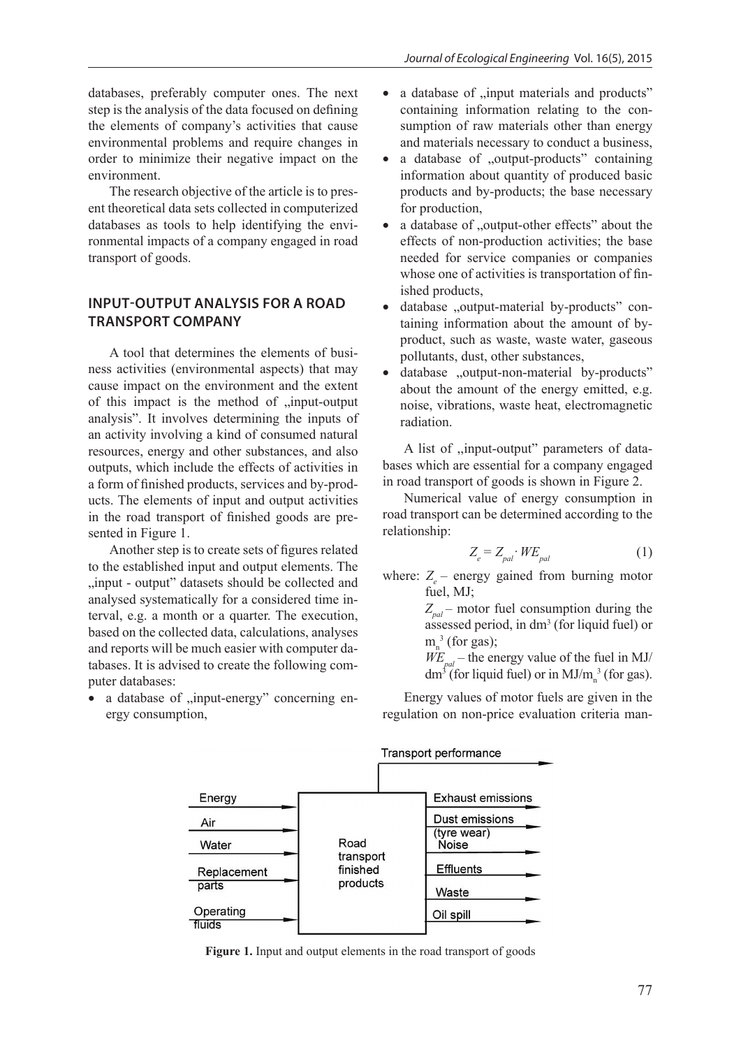databases, preferably computer ones. The next step is the analysis of the data focused on defining the elements of company's activities that cause environmental problems and require changes in order to minimize their negative impact on the environment.

The research objective of the article is to present theoretical data sets collected in computerized databases as tools to help identifying the environmental impacts of a company engaged in road transport of goods.

## INPUT-OUTPUT ANALYSIS FOR A ROAD TRANSPORT COMPANY

A tool that determines the elements of business activities (environmental aspects) that may cause impact on the environment and the extent of this impact is the method of „input-output analysis". It involves determining the inputs of an activity involving a kind of consumed natural resources, energy and other substances, and also outputs, which include the effects of activities in a form of finished products, services and by-products. The elements of input and output activities in the road transport of finished goods are presented in Figure 1.

Another step is to create sets of figures related to the established input and output elements. The „input - output" datasets should be collected and analysed systematically for a considered time interval, e.g. a month or a quarter. The execution, based on the collected data, calculations, analyses and reports will be much easier with computer databases. It is advised to create the following computer databases:

- a database of „input-energy" concerning energy consumption,
- a database of „input materials and products" containing information relating to the consumption of raw materials other than energy and materials necessary to conduct a business,
- a database of „output-products" containing information about quantity of produced basic products and by-products; the base necessary for production,
- a database of „output-other effects" about the effects of non-production activities; the base needed for service companies or companies whose one of activities is transportation of finished products,
- database „output-material by-products" containing information about the amount of by-product, such as waste, waste water, gaseous pollutants, dust, other substances,
- database „output-non-material by-products" about the amount of the energy emitted, e.g. noise, vibrations, waste heat, electromagnetic radiation.

A list of „input-output" parameters of databases which are essential for a company engaged in road transport of goods is shown in Figure 2.

Numerical value of energy consumption in road transport can be determined according to the relationship:

$$Z_e = Z_{pal} \cdot WE_{pal} \tag{1}$$

where: $Z_e$ – energy gained from burning motor fuel, MJ;
$Z_{pal}$ – motor fuel consumption during the assessed period, in $dm^3$ (for liquid fuel) or $m_n^3$ (for gas);
$WE_{pal}$ – the energy value of the fuel in MJ/$dm^3$ (for liquid fuel) or in MJ/$m_n^3$ (for gas).

Energy values of motor fuels are given in the regulation on non-price evaluation criteria man-

Transport performance

| Inputs | Process | Outputs |
|---|---|---|
| Energy | Road transport finished products | Exhaust emissions |
| Air | | Dust emissions (tyre wear) |
| Water | | Noise |
| Replacement parts | | Effluents |
| Operating fluids | | Waste |
| | | Oil spill |

**Figure 1.** Input and output elements in the road transport of goods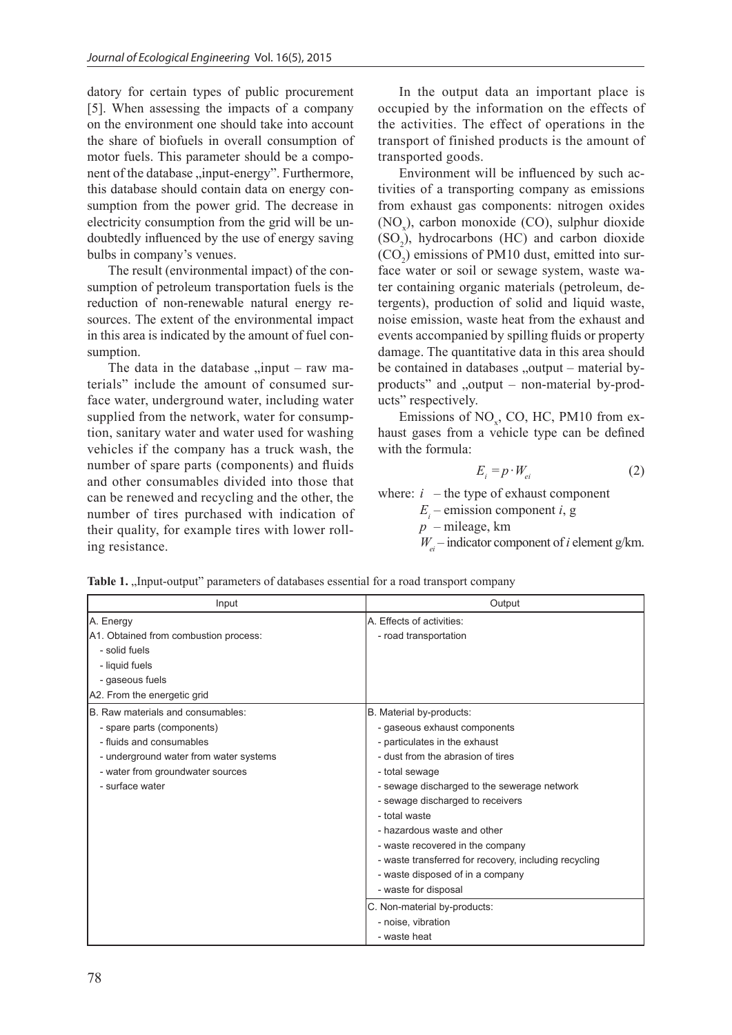datory for certain types of public procurement [5]. When assessing the impacts of a company on the environment one should take into account the share of biofuels in overall consumption of motor fuels. This parameter should be a component of the database „input-energy". Furthermore, this database should contain data on energy consumption from the power grid. The decrease in electricity consumption from the grid will be undoubtedly influenced by the use of energy saving bulbs in company's venues.

The result (environmental impact) of the consumption of petroleum transportation fuels is the reduction of non-renewable natural energy resources. The extent of the environmental impact in this area is indicated by the amount of fuel consumption.

The data in the database „input – raw materials" include the amount of consumed surface water, underground water, including water supplied from the network, water for consumption, sanitary water and water used for washing vehicles if the company has a truck wash, the number of spare parts (components) and fluids and other consumables divided into those that can be renewed and recycling and the other, the number of tires purchased with indication of their quality, for example tires with lower rolling resistance.

In the output data an important place is occupied by the information on the effects of the activities. The effect of operations in the transport of finished products is the amount of transported goods.

Environment will be influenced by such activities of a transporting company as emissions from exhaust gas components: nitrogen oxides ($NO_x$), carbon monoxide (CO), sulphur dioxide ($SO_2$), hydrocarbons (HC) and carbon dioxide ($CO_2$) emissions of PM10 dust, emitted into surface water or soil or sewage system, waste water containing organic materials (petroleum, detergents), production of solid and liquid waste, noise emission, waste heat from the exhaust and events accompanied by spilling fluids or property damage. The quantitative data in this area should be contained in databases „output – material by-products" and „output – non-material by-products" respectively.

Emissions of $NO_x$, CO, HC, PM10 from exhaust gases from a vehicle type can be defined with the formula:

$$E_i = p \cdot W_{ei} \tag{2}$$

where: $i$ – the type of exhaust component
$E_i$ – emission component $i$, g
$p$ – mileage, km
$W_{ei}$ – indicator component of $i$ element g/km.

**Table 1.** „Input-output" parameters of databases essential for a road transport company

| Input | Output |
|---|---|
| A. Energy<br>A1. Obtained from combustion process:<br>- solid fuels<br>- liquid fuels<br>- gaseous fuels<br>A2. From the energetic grid | A. Effects of activities:<br>- road transportation |
| B. Raw materials and consumables:<br>- spare parts (components)<br>- fluids and consumables<br>- underground water from water systems<br>- water from groundwater sources<br>- surface water | B. Material by-products:<br>- gaseous exhaust components<br>- particulates in the exhaust<br>- dust from the abrasion of tires<br>- total sewage<br>- sewage discharged to the sewerage network<br>- sewage discharged to receivers<br>- total waste<br>- hazardous waste and other<br>- waste recovered in the company<br>- waste transferred for recovery, including recycling<br>- waste disposed of in a company<br>- waste for disposal |
| | C. Non-material by-products:<br>- noise, vibration<br>- waste heat |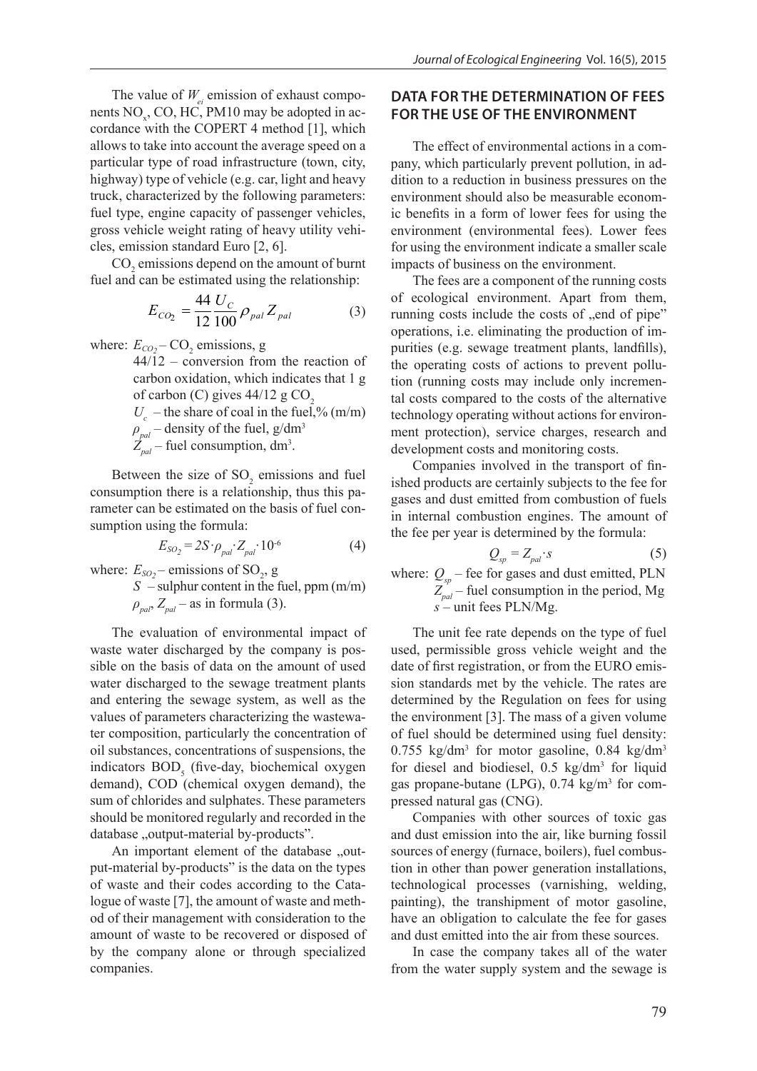The value of $W_{ei}$ emission of exhaust components $NO_x$, CO, HC, PM10 may be adopted in accordance with the COPERT 4 method [1], which allows to take into account the average speed on a particular type of road infrastructure (town, city, highway) type of vehicle (e.g. car, light and heavy truck, characterized by the following parameters: fuel type, engine capacity of passenger vehicles, gross vehicle weight rating of heavy utility vehicles, emission standard Euro [2, 6].

$CO_2$ emissions depend on the amount of burnt fuel and can be estimated using the relationship:

$$E_{CO_2} = \frac{44}{12}\frac{U_C}{100}\rho_{pal} Z_{pal} \tag{3}$$

where: $E_{CO_2}$ – $CO_2$ emissions, g
44/12 – conversion from the reaction of carbon oxidation, which indicates that 1 g of carbon (C) gives 44/12 g $CO_2$
$U_c$ – the share of coal in the fuel,% (m/m)
$\rho_{pal}$ – density of the fuel, g/dm$^3$
$Z_{pal}$ – fuel consumption, dm$^3$.

Between the size of $SO_2$ emissions and fuel consumption there is a relationship, thus this parameter can be estimated on the basis of fuel consumption using the formula:

$$E_{SO_2} = 2S \cdot \rho_{pal} \cdot Z_{pal} \cdot 10^{-6} \tag{4}$$

where: $E_{SO_2}$ – emissions of $SO_2$, g
$S$ – sulphur content in the fuel, ppm (m/m)
$\rho_{pal}$, $Z_{pal}$ – as in formula (3).

The evaluation of environmental impact of waste water discharged by the company is possible on the basis of data on the amount of used water discharged to the sewage treatment plants and entering the sewage system, as well as the values of parameters characterizing the wastewater composition, particularly the concentration of oil substances, concentrations of suspensions, the indicators $BOD_5$ (five-day, biochemical oxygen demand), COD (chemical oxygen demand), the sum of chlorides and sulphates. These parameters should be monitored regularly and recorded in the database „output-material by-products".

An important element of the database „output-material by-products" is the data on the types of waste and their codes according to the Catalogue of waste [7], the amount of waste and method of their management with consideration to the amount of waste to be recovered or disposed of by the company alone or through specialized companies.

## DATA FOR THE DETERMINATION OF FEES FOR THE USE OF THE ENVIRONMENT

The effect of environmental actions in a company, which particularly prevent pollution, in addition to a reduction in business pressures on the environment should also be measurable economic benefits in a form of lower fees for using the environment (environmental fees). Lower fees for using the environment indicate a smaller scale impacts of business on the environment.

The fees are a component of the running costs of ecological environment. Apart from them, running costs include the costs of „end of pipe" operations, i.e. eliminating the production of impurities (e.g. sewage treatment plants, landfills), the operating costs of actions to prevent pollution (running costs may include only incremental costs compared to the costs of the alternative technology operating without actions for environment protection), service charges, research and development costs and monitoring costs.

Companies involved in the transport of finished products are certainly subjects to the fee for gases and dust emitted from combustion of fuels in internal combustion engines. The amount of the fee per year is determined by the formula:

$$Q_{sp} = Z_{pal} \cdot s \tag{5}$$

where: $Q_{sp}$ – fee for gases and dust emitted, PLN
$Z_{pal}$ – fuel consumption in the period, Mg
$s$ – unit fees PLN/Mg.

The unit fee rate depends on the type of fuel used, permissible gross vehicle weight and the date of first registration, or from the EURO emission standards met by the vehicle. The rates are determined by the Regulation on fees for using the environment [3]. The mass of a given volume of fuel should be determined using fuel density: 0.755 kg/dm$^3$ for motor gasoline, 0.84 kg/dm$^3$ for diesel and biodiesel, 0.5 kg/dm$^3$ for liquid gas propane-butane (LPG), 0.74 kg/m$^3$ for compressed natural gas (CNG).

Companies with other sources of toxic gas and dust emission into the air, like burning fossil sources of energy (furnace, boilers), fuel combustion in other than power generation installations, technological processes (varnishing, welding, painting), the transhipment of motor gasoline, have an obligation to calculate the fee for gases and dust emitted into the air from these sources.

In case the company takes all of the water from the water supply system and the sewage is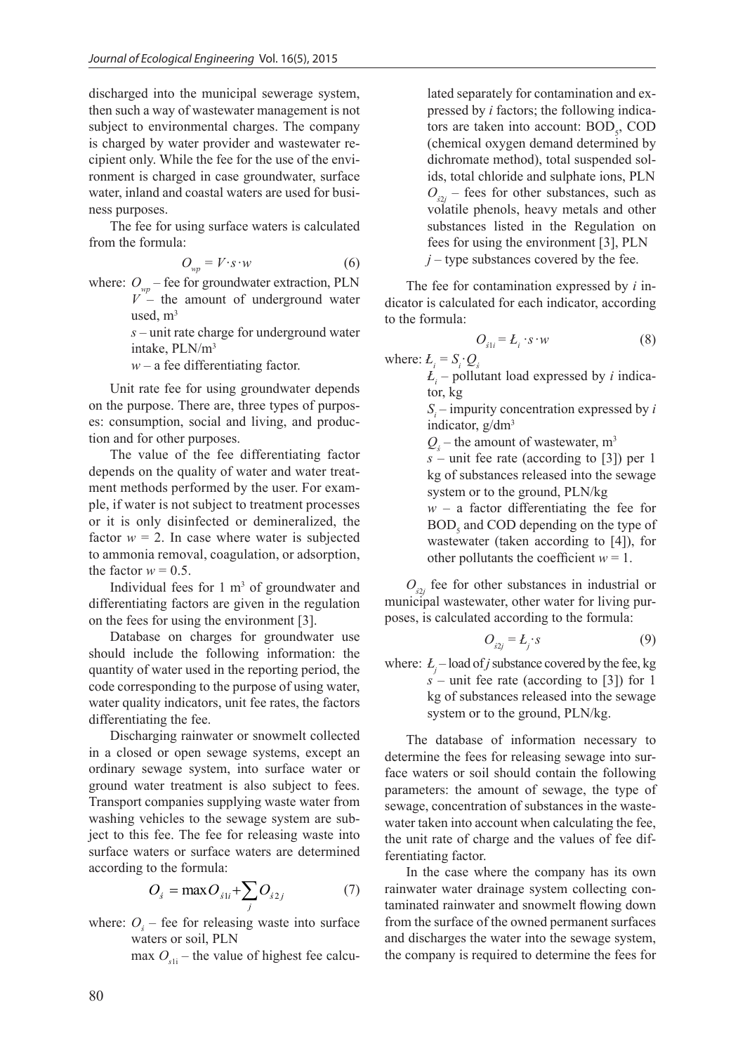discharged into the municipal sewerage system, then such a way of wastewater management is not subject to environmental charges. The company is charged by water provider and wastewater recipient only. While the fee for the use of the environment is charged in case groundwater, surface water, inland and coastal waters are used for business purposes.

The fee for using surface waters is calculated from the formula:

$$O_{wp} = V \cdot s \cdot w \quad (6)$$

where: $O_{wp}$ – fee for groundwater extraction, PLN
$V$ – the amount of underground water used, $m^3$
$s$ – unit rate charge for underground water intake, PLN/$m^3$
$w$ – a fee differentiating factor.

Unit rate fee for using groundwater depends on the purpose. There are, three types of purposes: consumption, social and living, and production and for other purposes.

The value of the fee differentiating factor depends on the quality of water and water treatment methods performed by the user. For example, if water is not subject to treatment processes or it is only disinfected or demineralized, the factor $w = 2$. In case where water is subjected to ammonia removal, coagulation, or adsorption, the factor $w = 0.5$.

Individual fees for 1 $m^3$ of groundwater and differentiating factors are given in the regulation on the fees for using the environment [3].

Database on charges for groundwater use should include the following information: the quantity of water used in the reporting period, the code corresponding to the purpose of using water, water quality indicators, unit fee rates, the factors differentiating the fee.

Discharging rainwater or snowmelt collected in a closed or open sewage systems, except an ordinary sewage system, into surface water or ground water treatment is also subject to fees. Transport companies supplying waste water from washing vehicles to the sewage system are subject to this fee. The fee for releasing waste into surface waters or surface waters are determined according to the formula:

$$O_{ś} = \max O_{ś1i} + \sum_{j} O_{ś2j} \quad (7)$$

where: $O_{ś}$ – fee for releasing waste into surface waters or soil, PLN
$\max O_{s1i}$ – the value of highest fee calculated separately for contamination and expressed by $i$ factors; the following indicators are taken into account: $BOD_5$, COD (chemical oxygen demand determined by dichromate method), total suspended solids, total chloride and sulphate ions, PLN
$O_{ś2j}$ – fees for other substances, such as volatile phenols, heavy metals and other substances listed in the Regulation on fees for using the environment [3], PLN
$j$ – type substances covered by the fee.

The fee for contamination expressed by $i$ indicator is calculated for each indicator, according to the formula:

$$O_{ś1i} = Ł_i \cdot s \cdot w \quad (8)$$

where: $Ł_i = S_i \cdot Q_ś$
$Ł_i$ – pollutant load expressed by $i$ indicator, kg
$S_i$ – impurity concentration expressed by $i$ indicator, g/$dm^3$
$Q_ś$ – the amount of wastewater, $m^3$
$s$ – unit fee rate (according to [3]) per 1 kg of substances released into the sewage system or to the ground, PLN/kg
$w$ – a factor differentiating the fee for $BOD_5$ and COD depending on the type of wastewater (taken according to [4]), for other pollutants the coefficient $w = 1$.

$O_{ś2j}$ fee for other substances in industrial or municipal wastewater, other water for living purposes, is calculated according to the formula:

$$O_{ś2j} = Ł_j \cdot s \quad (9)$$

where: $Ł_j$ – load of $j$ substance covered by the fee, kg
$s$ – unit fee rate (according to [3]) for 1 kg of substances released into the sewage system or to the ground, PLN/kg.

The database of information necessary to determine the fees for releasing sewage into surface waters or soil should contain the following parameters: the amount of sewage, the type of sewage, concentration of substances in the wastewater taken into account when calculating the fee, the unit rate of charge and the values of fee differentiating factor.

In the case where the company has its own rainwater water drainage system collecting contaminated rainwater and snowmelt flowing down from the surface of the owned permanent surfaces and discharges the water into the sewage system, the company is required to determine the fees for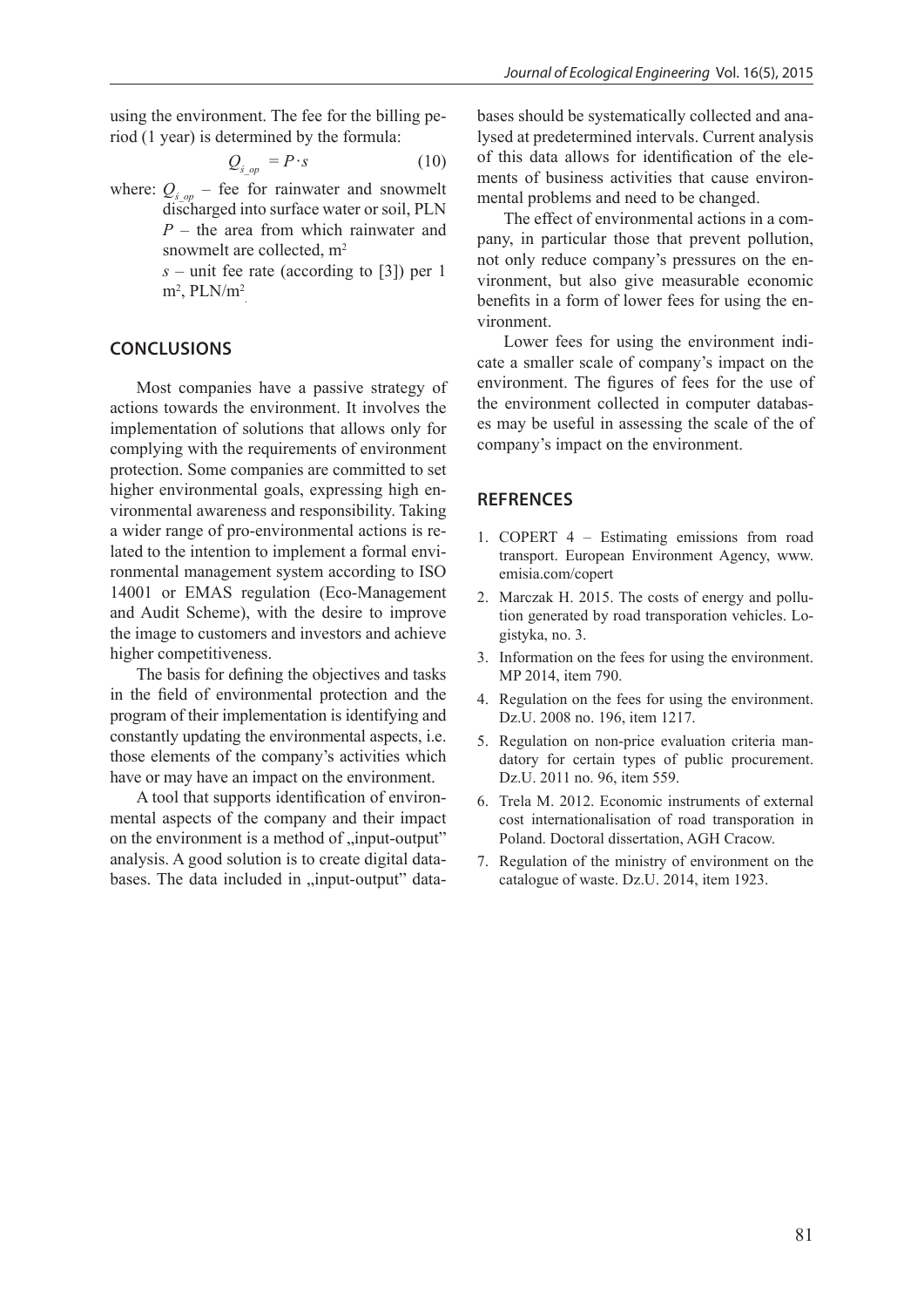using the environment. The fee for the billing period (1 year) is determined by the formula:

$$Q_{ś\_op} = P \cdot s \quad (10)$$

where: $Q_{ś\_op}$ – fee for rainwater and snowmelt discharged into surface water or soil, PLN
$P$ – the area from which rainwater and snowmelt are collected, m$^2$
$s$ – unit fee rate (according to [3]) per 1 m$^2$, PLN/m$^2$.

## CONCLUSIONS

Most companies have a passive strategy of actions towards the environment. It involves the implementation of solutions that allows only for complying with the requirements of environment protection. Some companies are committed to set higher environmental goals, expressing high environmental awareness and responsibility. Taking a wider range of pro-environmental actions is related to the intention to implement a formal environmental management system according to ISO 14001 or EMAS regulation (Eco-Management and Audit Scheme), with the desire to improve the image to customers and investors and achieve higher competitiveness.

The basis for defining the objectives and tasks in the field of environmental protection and the program of their implementation is identifying and constantly updating the environmental aspects, i.e. those elements of the company's activities which have or may have an impact on the environment.

A tool that supports identification of environmental aspects of the company and their impact on the environment is a method of „input-output" analysis. A good solution is to create digital databases. The data included in „input-output" databases should be systematically collected and analysed at predetermined intervals. Current analysis of this data allows for identification of the elements of business activities that cause environmental problems and need to be changed.

The effect of environmental actions in a company, in particular those that prevent pollution, not only reduce company's pressures on the environment, but also give measurable economic benefits in a form of lower fees for using the environment.

Lower fees for using the environment indicate a smaller scale of company's impact on the environment. The figures of fees for the use of the environment collected in computer databases may be useful in assessing the scale of the of company's impact on the environment.

## REFRENCES

1. COPERT 4 – Estimating emissions from road transport. European Environment Agency, www.emisia.com/copert
2. Marczak H. 2015. The costs of energy and pollution generated by road transporation vehicles. Logistyka, no. 3.
3. Information on the fees for using the environment. MP 2014, item 790.
4. Regulation on the fees for using the environment. Dz.U. 2008 no. 196, item 1217.
5. Regulation on non-price evaluation criteria mandatory for certain types of public procurement. Dz.U. 2011 no. 96, item 559.
6. Trela M. 2012. Economic instruments of external cost internationalisation of road transporation in Poland. Doctoral dissertation, AGH Cracow.
7. Regulation of the ministry of environment on the catalogue of waste. Dz.U. 2014, item 1923.